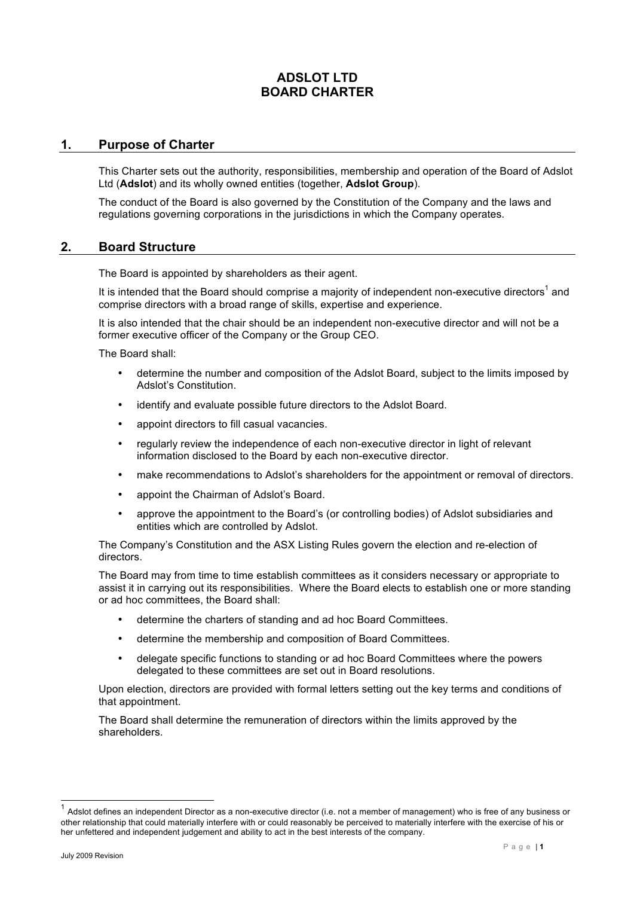# ADSLOT LTD
# BOARD CHARTER

## 1. Purpose of Charter

This Charter sets out the authority, responsibilities, membership and operation of the Board of Adslot Ltd (**Adslot**) and its wholly owned entities (together, **Adslot Group**).

The conduct of the Board is also governed by the Constitution of the Company and the laws and regulations governing corporations in the jurisdictions in which the Company operates.

## 2. Board Structure

The Board is appointed by shareholders as their agent.

It is intended that the Board should comprise a majority of independent non-executive directors[1] and comprise directors with a broad range of skills, expertise and experience.

It is also intended that the chair should be an independent non-executive director and will not be a former executive officer of the Company or the Group CEO.

The Board shall:

- determine the number and composition of the Adslot Board, subject to the limits imposed by Adslot's Constitution.
- identify and evaluate possible future directors to the Adslot Board.
- appoint directors to fill casual vacancies.
- regularly review the independence of each non-executive director in light of relevant information disclosed to the Board by each non-executive director.
- make recommendations to Adslot's shareholders for the appointment or removal of directors.
- appoint the Chairman of Adslot's Board.
- approve the appointment to the Board's (or controlling bodies) of Adslot subsidiaries and entities which are controlled by Adslot.

The Company's Constitution and the ASX Listing Rules govern the election and re-election of directors.

The Board may from time to time establish committees as it considers necessary or appropriate to assist it in carrying out its responsibilities. Where the Board elects to establish one or more standing or ad hoc committees, the Board shall:

- determine the charters of standing and ad hoc Board Committees.
- determine the membership and composition of Board Committees.
- delegate specific functions to standing or ad hoc Board Committees where the powers delegated to these committees are set out in Board resolutions.

Upon election, directors are provided with formal letters setting out the key terms and conditions of that appointment.

The Board shall determine the remuneration of directors within the limits approved by the shareholders.

[1] Adslot defines an independent Director as a non-executive director (i.e. not a member of management) who is free of any business or other relationship that could materially interfere with or could reasonably be perceived to materially interfere with the exercise of his or her unfettered and independent judgement and ability to act in the best interests of the company.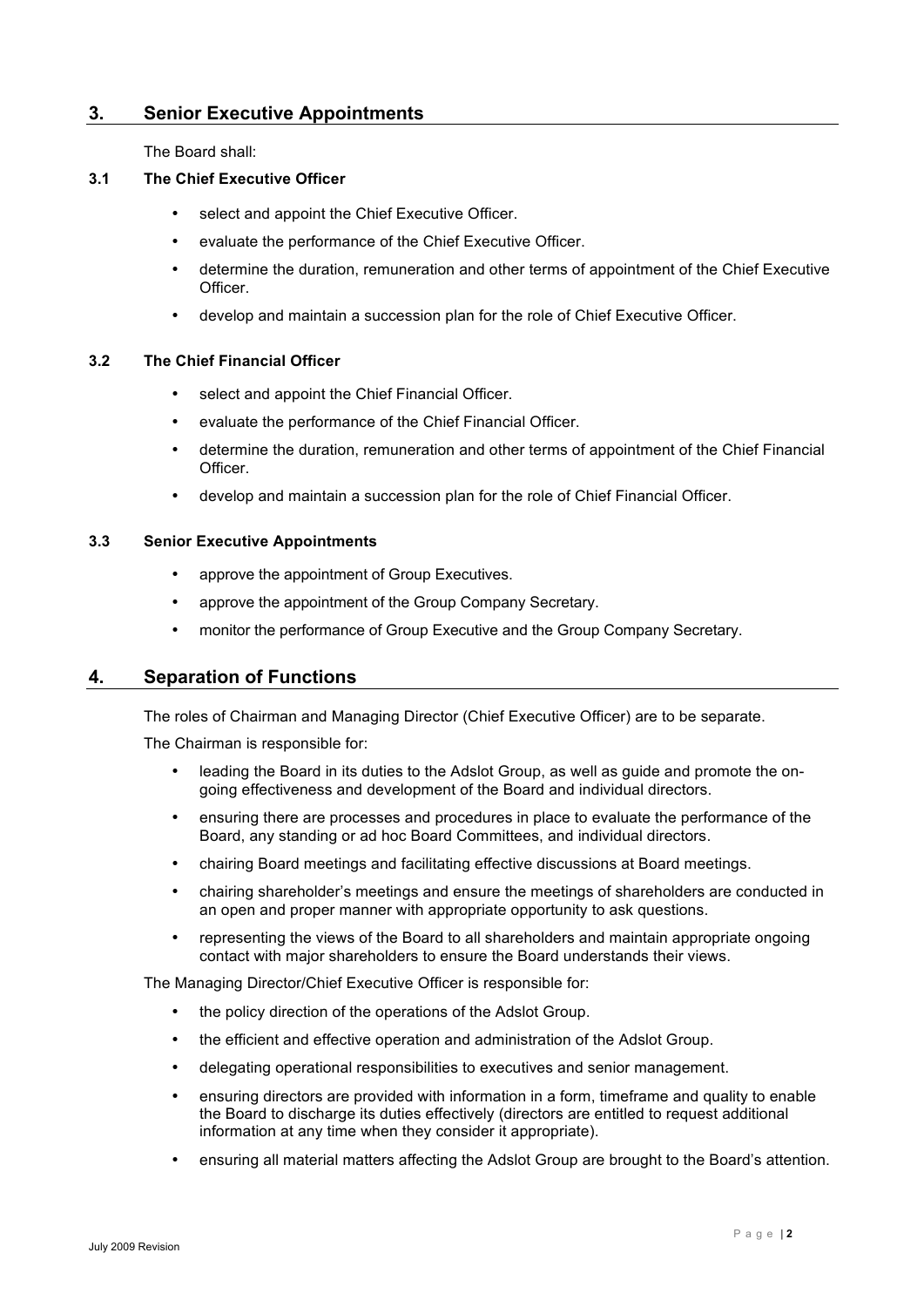## 3. Senior Executive Appointments

The Board shall:

### 3.1 The Chief Executive Officer

- select and appoint the Chief Executive Officer.
- evaluate the performance of the Chief Executive Officer.
- determine the duration, remuneration and other terms of appointment of the Chief Executive Officer.
- develop and maintain a succession plan for the role of Chief Executive Officer.

### 3.2 The Chief Financial Officer

- select and appoint the Chief Financial Officer.
- evaluate the performance of the Chief Financial Officer.
- determine the duration, remuneration and other terms of appointment of the Chief Financial Officer.
- develop and maintain a succession plan for the role of Chief Financial Officer.

### 3.3 Senior Executive Appointments

- approve the appointment of Group Executives.
- approve the appointment of the Group Company Secretary.
- monitor the performance of Group Executive and the Group Company Secretary.

## 4. Separation of Functions

The roles of Chairman and Managing Director (Chief Executive Officer) are to be separate.

The Chairman is responsible for:

- leading the Board in its duties to the Adslot Group, as well as guide and promote the on-going effectiveness and development of the Board and individual directors.
- ensuring there are processes and procedures in place to evaluate the performance of the Board, any standing or ad hoc Board Committees, and individual directors.
- chairing Board meetings and facilitating effective discussions at Board meetings.
- chairing shareholder's meetings and ensure the meetings of shareholders are conducted in an open and proper manner with appropriate opportunity to ask questions.
- representing the views of the Board to all shareholders and maintain appropriate ongoing contact with major shareholders to ensure the Board understands their views.

The Managing Director/Chief Executive Officer is responsible for:

- the policy direction of the operations of the Adslot Group.
- the efficient and effective operation and administration of the Adslot Group.
- delegating operational responsibilities to executives and senior management.
- ensuring directors are provided with information in a form, timeframe and quality to enable the Board to discharge its duties effectively (directors are entitled to request additional information at any time when they consider it appropriate).
- ensuring all material matters affecting the Adslot Group are brought to the Board's attention.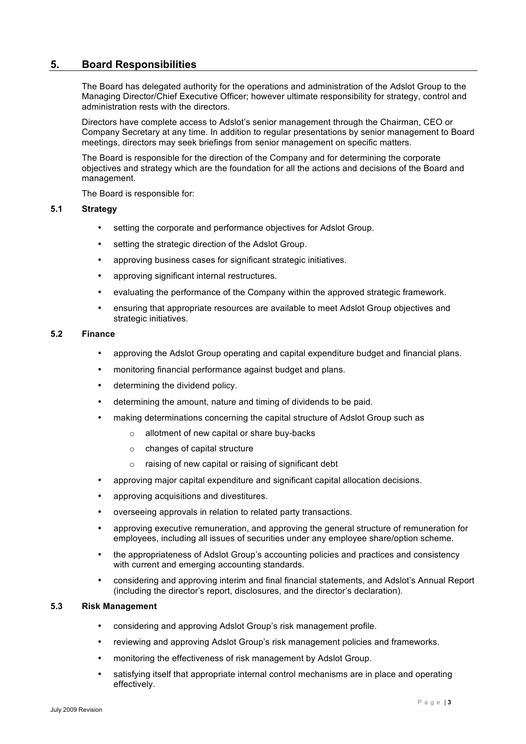## 5. Board Responsibilities

The Board has delegated authority for the operations and administration of the Adslot Group to the Managing Director/Chief Executive Officer; however ultimate responsibility for strategy, control and administration rests with the directors.

Directors have complete access to Adslot's senior management through the Chairman, CEO or Company Secretary at any time. In addition to regular presentations by senior management to Board meetings, directors may seek briefings from senior management on specific matters.

The Board is responsible for the direction of the Company and for determining the corporate objectives and strategy which are the foundation for all the actions and decisions of the Board and management.

The Board is responsible for:

### 5.1 Strategy

- setting the corporate and performance objectives for Adslot Group.
- setting the strategic direction of the Adslot Group.
- approving business cases for significant strategic initiatives.
- approving significant internal restructures.
- evaluating the performance of the Company within the approved strategic framework.
- ensuring that appropriate resources are available to meet Adslot Group objectives and strategic initiatives.

### 5.2 Finance

- approving the Adslot Group operating and capital expenditure budget and financial plans.
- monitoring financial performance against budget and plans.
- determining the dividend policy.
- determining the amount, nature and timing of dividends to be paid.
- making determinations concerning the capital structure of Adslot Group such as
  - allotment of new capital or share buy-backs
  - changes of capital structure
  - raising of new capital or raising of significant debt
- approving major capital expenditure and significant capital allocation decisions.
- approving acquisitions and divestitures.
- overseeing approvals in relation to related party transactions.
- approving executive remuneration, and approving the general structure of remuneration for employees, including all issues of securities under any employee share/option scheme.
- the appropriateness of Adslot Group's accounting policies and practices and consistency with current and emerging accounting standards.
- considering and approving interim and final financial statements, and Adslot's Annual Report (including the director's report, disclosures, and the director's declaration).

### 5.3 Risk Management

- considering and approving Adslot Group's risk management profile.
- reviewing and approving Adslot Group's risk management policies and frameworks.
- monitoring the effectiveness of risk management by Adslot Group.
- satisfying itself that appropriate internal control mechanisms are in place and operating effectively.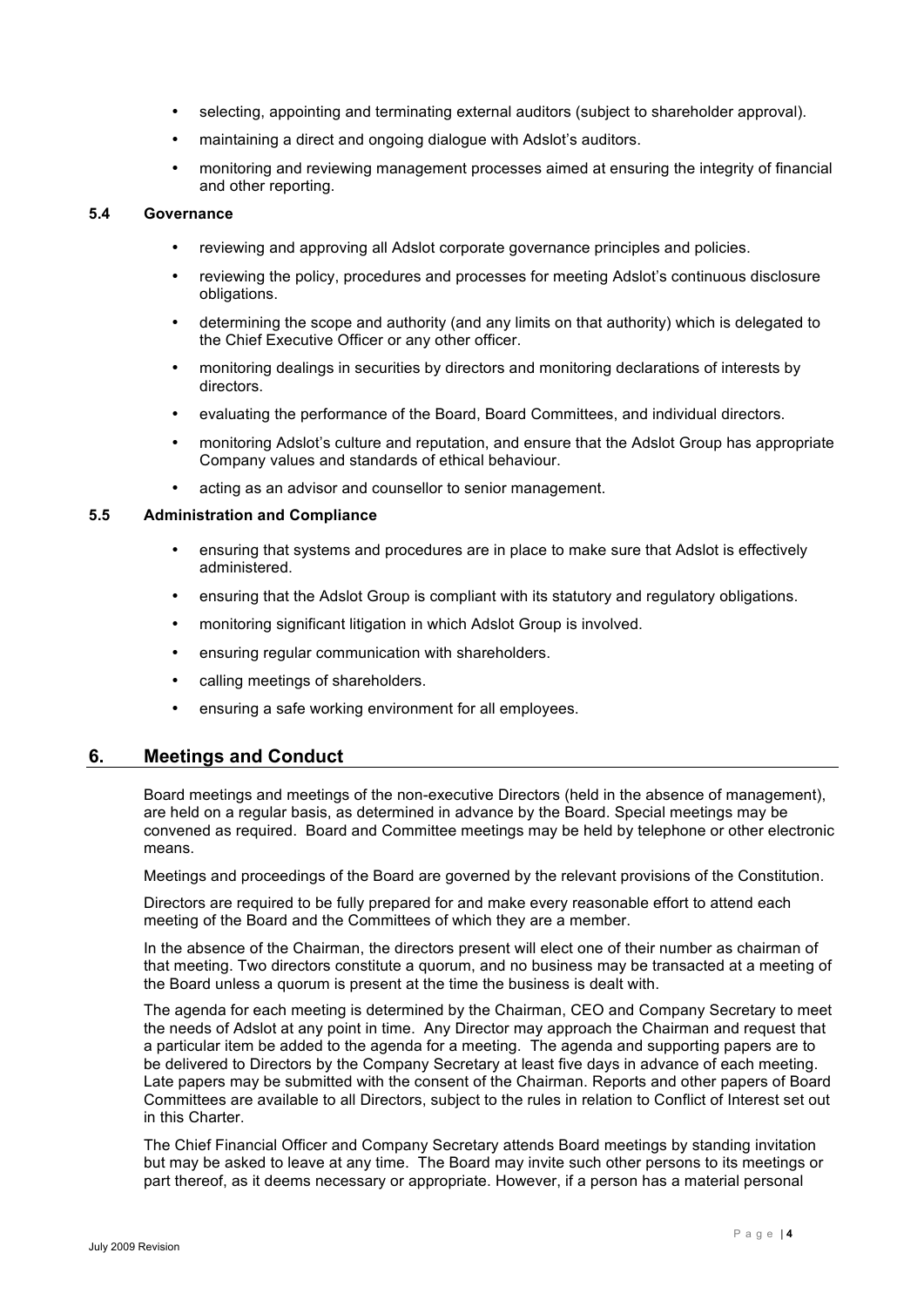- selecting, appointing and terminating external auditors (subject to shareholder approval).
- maintaining a direct and ongoing dialogue with Adslot's auditors.
- monitoring and reviewing management processes aimed at ensuring the integrity of financial and other reporting.

### 5.4 Governance

- reviewing and approving all Adslot corporate governance principles and policies.
- reviewing the policy, procedures and processes for meeting Adslot's continuous disclosure obligations.
- determining the scope and authority (and any limits on that authority) which is delegated to the Chief Executive Officer or any other officer.
- monitoring dealings in securities by directors and monitoring declarations of interests by directors.
- evaluating the performance of the Board, Board Committees, and individual directors.
- monitoring Adslot's culture and reputation, and ensure that the Adslot Group has appropriate Company values and standards of ethical behaviour.
- acting as an advisor and counsellor to senior management.

### 5.5 Administration and Compliance

- ensuring that systems and procedures are in place to make sure that Adslot is effectively administered.
- ensuring that the Adslot Group is compliant with its statutory and regulatory obligations.
- monitoring significant litigation in which Adslot Group is involved.
- ensuring regular communication with shareholders.
- calling meetings of shareholders.
- ensuring a safe working environment for all employees.

## 6. Meetings and Conduct

Board meetings and meetings of the non-executive Directors (held in the absence of management), are held on a regular basis, as determined in advance by the Board. Special meetings may be convened as required. Board and Committee meetings may be held by telephone or other electronic means.

Meetings and proceedings of the Board are governed by the relevant provisions of the Constitution.

Directors are required to be fully prepared for and make every reasonable effort to attend each meeting of the Board and the Committees of which they are a member.

In the absence of the Chairman, the directors present will elect one of their number as chairman of that meeting. Two directors constitute a quorum, and no business may be transacted at a meeting of the Board unless a quorum is present at the time the business is dealt with.

The agenda for each meeting is determined by the Chairman, CEO and Company Secretary to meet the needs of Adslot at any point in time. Any Director may approach the Chairman and request that a particular item be added to the agenda for a meeting. The agenda and supporting papers are to be delivered to Directors by the Company Secretary at least five days in advance of each meeting. Late papers may be submitted with the consent of the Chairman. Reports and other papers of Board Committees are available to all Directors, subject to the rules in relation to Conflict of Interest set out in this Charter.

The Chief Financial Officer and Company Secretary attends Board meetings by standing invitation but may be asked to leave at any time. The Board may invite such other persons to its meetings or part thereof, as it deems necessary or appropriate. However, if a person has a material personal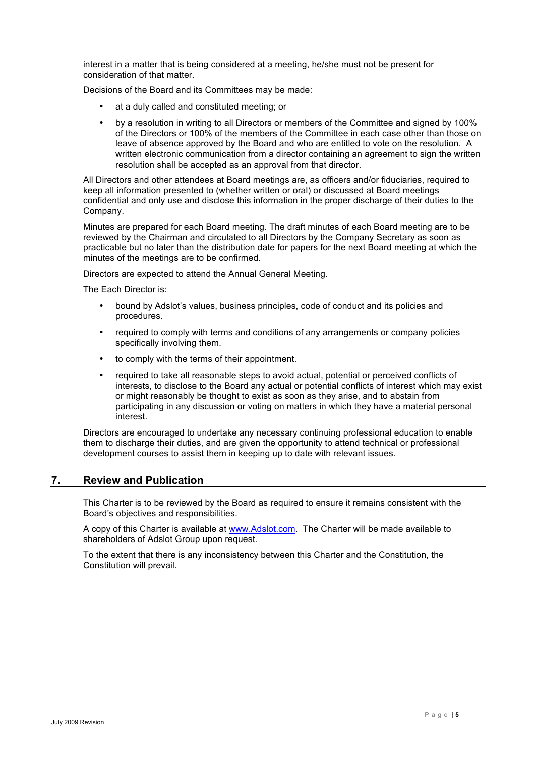interest in a matter that is being considered at a meeting, he/she must not be present for consideration of that matter.

Decisions of the Board and its Committees may be made:

- at a duly called and constituted meeting; or
- by a resolution in writing to all Directors or members of the Committee and signed by 100% of the Directors or 100% of the members of the Committee in each case other than those on leave of absence approved by the Board and who are entitled to vote on the resolution. A written electronic communication from a director containing an agreement to sign the written resolution shall be accepted as an approval from that director.

All Directors and other attendees at Board meetings are, as officers and/or fiduciaries, required to keep all information presented to (whether written or oral) or discussed at Board meetings confidential and only use and disclose this information in the proper discharge of their duties to the Company.

Minutes are prepared for each Board meeting. The draft minutes of each Board meeting are to be reviewed by the Chairman and circulated to all Directors by the Company Secretary as soon as practicable but no later than the distribution date for papers for the next Board meeting at which the minutes of the meetings are to be confirmed.

Directors are expected to attend the Annual General Meeting.

The Each Director is:

- bound by Adslot's values, business principles, code of conduct and its policies and procedures.
- required to comply with terms and conditions of any arrangements or company policies specifically involving them.
- to comply with the terms of their appointment.
- required to take all reasonable steps to avoid actual, potential or perceived conflicts of interests, to disclose to the Board any actual or potential conflicts of interest which may exist or might reasonably be thought to exist as soon as they arise, and to abstain from participating in any discussion or voting on matters in which they have a material personal interest.

Directors are encouraged to undertake any necessary continuing professional education to enable them to discharge their duties, and are given the opportunity to attend technical or professional development courses to assist them in keeping up to date with relevant issues.

## 7. Review and Publication

This Charter is to be reviewed by the Board as required to ensure it remains consistent with the Board's objectives and responsibilities.

A copy of this Charter is available at www.Adslot.com. The Charter will be made available to shareholders of Adslot Group upon request.

To the extent that there is any inconsistency between this Charter and the Constitution, the Constitution will prevail.